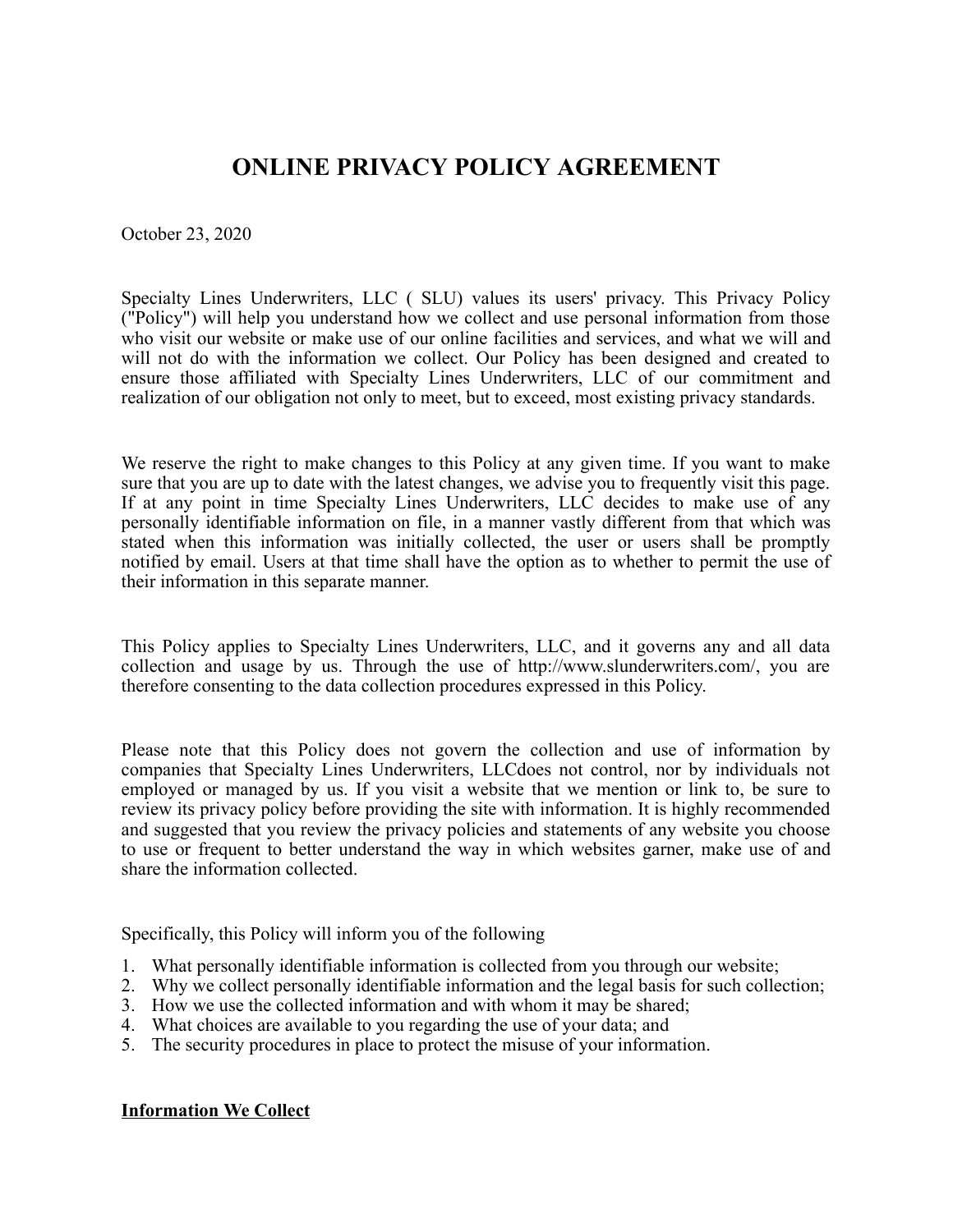# ONLINE PRIVACY POLICY AGREEMENT

October 23, 2020

Specialty Lines Underwriters, LLC ( SLU) values its users' privacy. This Privacy Policy ("Policy") will help you understand how we collect and use personal information from those who visit our website or make use of our online facilities and services, and what we will and will not do with the information we collect. Our Policy has been designed and created to ensure those affiliated with Specialty Lines Underwriters, LLC of our commitment and realization of our obligation not only to meet, but to exceed, most existing privacy standards.

We reserve the right to make changes to this Policy at any given time. If you want to make sure that you are up to date with the latest changes, we advise you to frequently visit this page. If at any point in time Specialty Lines Underwriters, LLC decides to make use of any personally identifiable information on file, in a manner vastly different from that which was stated when this information was initially collected, the user or users shall be promptly notified by email. Users at that time shall have the option as to whether to permit the use of their information in this separate manner.

This Policy applies to Specialty Lines Underwriters, LLC, and it governs any and all data collection and usage by us. Through the use of http://www.slunderwriters.com/, you are therefore consenting to the data collection procedures expressed in this Policy.

Please note that this Policy does not govern the collection and use of information by companies that Specialty Lines Underwriters, LLCdoes not control, nor by individuals not employed or managed by us. If you visit a website that we mention or link to, be sure to review its privacy policy before providing the site with information. It is highly recommended and suggested that you review the privacy policies and statements of any website you choose to use or frequent to better understand the way in which websites garner, make use of and share the information collected.

Specifically, this Policy will inform you of the following

1. What personally identifiable information is collected from you through our website;
2. Why we collect personally identifiable information and the legal basis for such collection;
3. How we use the collected information and with whom it may be shared;
4. What choices are available to you regarding the use of your data; and
5. The security procedures in place to protect the misuse of your information.

**Information We Collect**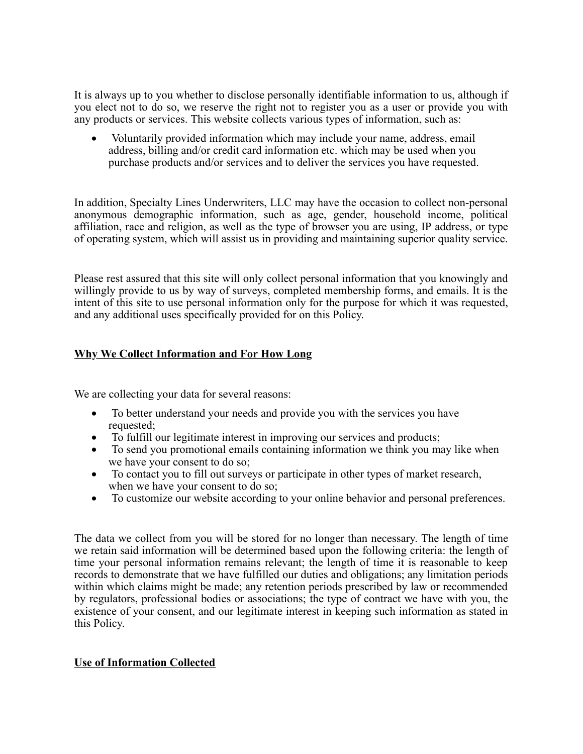It is always up to you whether to disclose personally identifiable information to us, although if you elect not to do so, we reserve the right not to register you as a user or provide you with any products or services. This website collects various types of information, such as:

- Voluntarily provided information which may include your name, address, email address, billing and/or credit card information etc. which may be used when you purchase products and/or services and to deliver the services you have requested.

In addition, Specialty Lines Underwriters, LLC may have the occasion to collect non-personal anonymous demographic information, such as age, gender, household income, political affiliation, race and religion, as well as the type of browser you are using, IP address, or type of operating system, which will assist us in providing and maintaining superior quality service.

Please rest assured that this site will only collect personal information that you knowingly and willingly provide to us by way of surveys, completed membership forms, and emails. It is the intent of this site to use personal information only for the purpose for which it was requested, and any additional uses specifically provided for on this Policy.

## Why We Collect Information and For How Long

We are collecting your data for several reasons:

- To better understand your needs and provide you with the services you have requested;
- To fulfill our legitimate interest in improving our services and products;
- To send you promotional emails containing information we think you may like when we have your consent to do so;
- To contact you to fill out surveys or participate in other types of market research, when we have your consent to do so;
- To customize our website according to your online behavior and personal preferences.

The data we collect from you will be stored for no longer than necessary. The length of time we retain said information will be determined based upon the following criteria: the length of time your personal information remains relevant; the length of time it is reasonable to keep records to demonstrate that we have fulfilled our duties and obligations; any limitation periods within which claims might be made; any retention periods prescribed by law or recommended by regulators, professional bodies or associations; the type of contract we have with you, the existence of your consent, and our legitimate interest in keeping such information as stated in this Policy.

## Use of Information Collected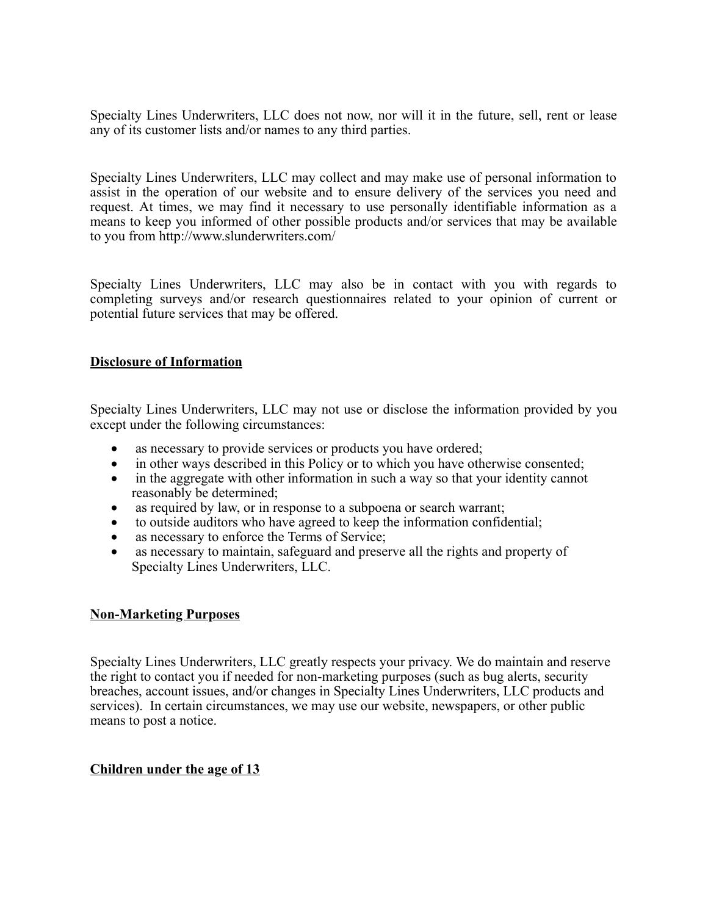Specialty Lines Underwriters, LLC does not now, nor will it in the future, sell, rent or lease any of its customer lists and/or names to any third parties.

Specialty Lines Underwriters, LLC may collect and may make use of personal information to assist in the operation of our website and to ensure delivery of the services you need and request. At times, we may find it necessary to use personally identifiable information as a means to keep you informed of other possible products and/or services that may be available to you from http://www.slunderwriters.com/

Specialty Lines Underwriters, LLC may also be in contact with you with regards to completing surveys and/or research questionnaires related to your opinion of current or potential future services that may be offered.

## Disclosure of Information

Specialty Lines Underwriters, LLC may not use or disclose the information provided by you except under the following circumstances:

- as necessary to provide services or products you have ordered;
- in other ways described in this Policy or to which you have otherwise consented;
- in the aggregate with other information in such a way so that your identity cannot reasonably be determined;
- as required by law, or in response to a subpoena or search warrant;
- to outside auditors who have agreed to keep the information confidential;
- as necessary to enforce the Terms of Service;
- as necessary to maintain, safeguard and preserve all the rights and property of Specialty Lines Underwriters, LLC.

## Non-Marketing Purposes

Specialty Lines Underwriters, LLC greatly respects your privacy. We do maintain and reserve the right to contact you if needed for non-marketing purposes (such as bug alerts, security breaches, account issues, and/or changes in Specialty Lines Underwriters, LLC products and services). In certain circumstances, we may use our website, newspapers, or other public means to post a notice.

## Children under the age of 13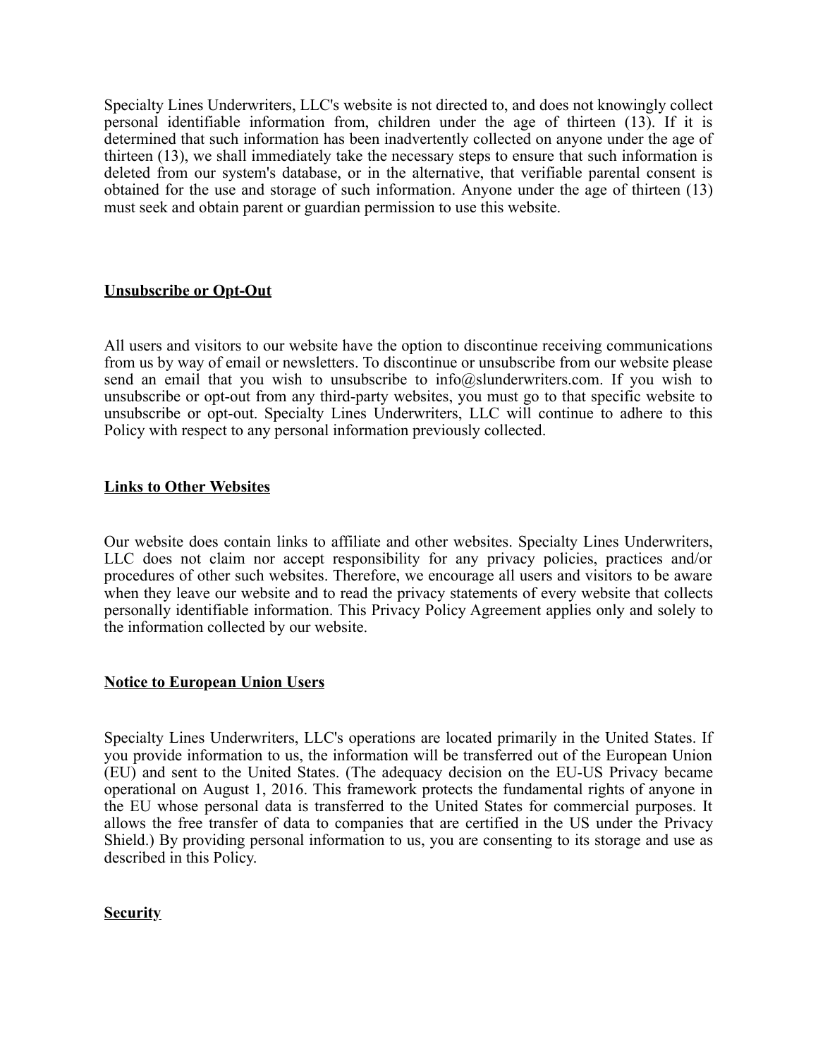Specialty Lines Underwriters, LLC's website is not directed to, and does not knowingly collect personal identifiable information from, children under the age of thirteen (13). If it is determined that such information has been inadvertently collected on anyone under the age of thirteen (13), we shall immediately take the necessary steps to ensure that such information is deleted from our system's database, or in the alternative, that verifiable parental consent is obtained for the use and storage of such information. Anyone under the age of thirteen (13) must seek and obtain parent or guardian permission to use this website.

**Unsubscribe or Opt-Out**

All users and visitors to our website have the option to discontinue receiving communications from us by way of email or newsletters. To discontinue or unsubscribe from our website please send an email that you wish to unsubscribe to info@slunderwriters.com. If you wish to unsubscribe or opt-out from any third-party websites, you must go to that specific website to unsubscribe or opt-out. Specialty Lines Underwriters, LLC will continue to adhere to this Policy with respect to any personal information previously collected.

**Links to Other Websites**

Our website does contain links to affiliate and other websites. Specialty Lines Underwriters, LLC does not claim nor accept responsibility for any privacy policies, practices and/or procedures of other such websites. Therefore, we encourage all users and visitors to be aware when they leave our website and to read the privacy statements of every website that collects personally identifiable information. This Privacy Policy Agreement applies only and solely to the information collected by our website.

**Notice to European Union Users**

Specialty Lines Underwriters, LLC's operations are located primarily in the United States. If you provide information to us, the information will be transferred out of the European Union (EU) and sent to the United States. (The adequacy decision on the EU-US Privacy became operational on August 1, 2016. This framework protects the fundamental rights of anyone in the EU whose personal data is transferred to the United States for commercial purposes. It allows the free transfer of data to companies that are certified in the US under the Privacy Shield.) By providing personal information to us, you are consenting to its storage and use as described in this Policy.

**Security**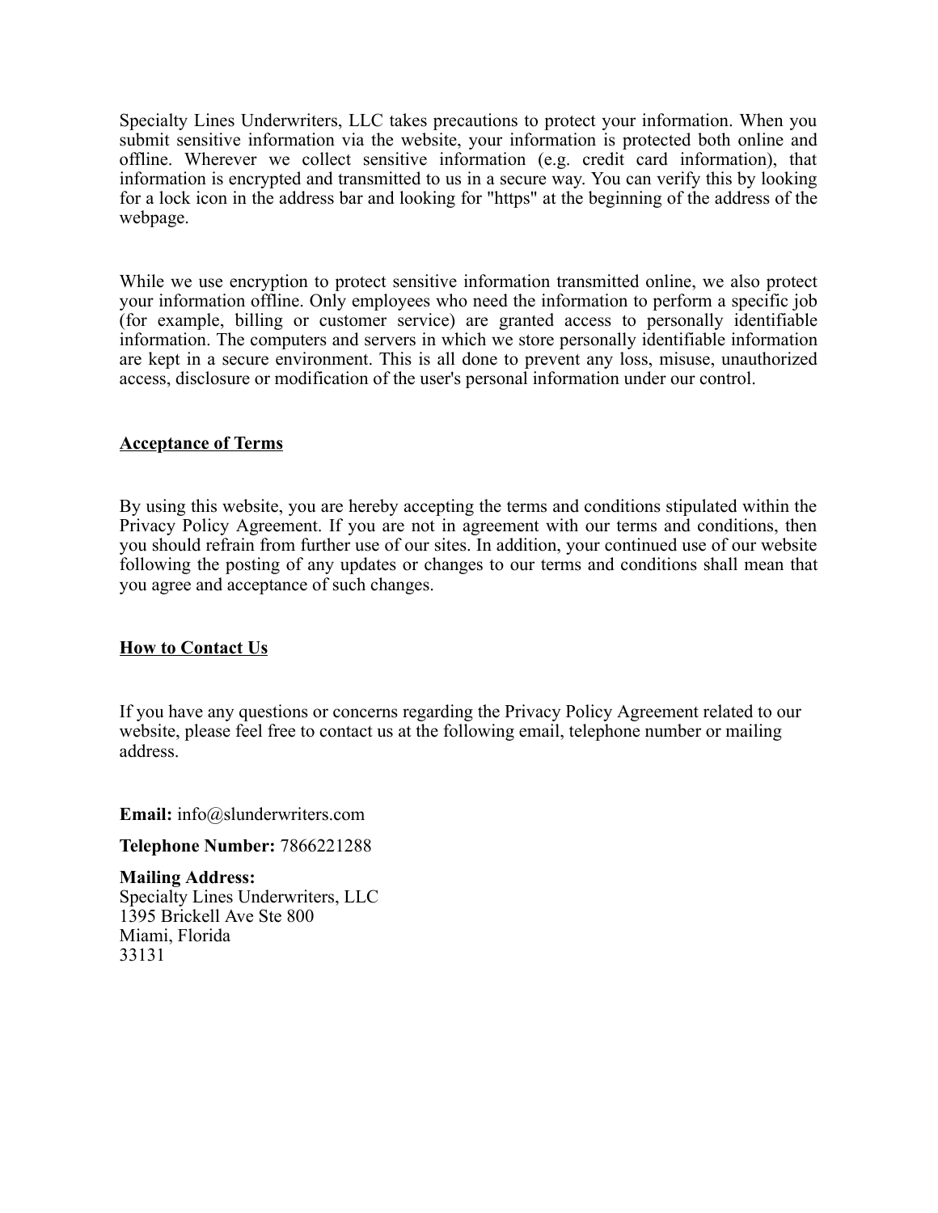Specialty Lines Underwriters, LLC takes precautions to protect your information. When you submit sensitive information via the website, your information is protected both online and offline. Wherever we collect sensitive information (e.g. credit card information), that information is encrypted and transmitted to us in a secure way. You can verify this by looking for a lock icon in the address bar and looking for "https" at the beginning of the address of the webpage.

While we use encryption to protect sensitive information transmitted online, we also protect your information offline. Only employees who need the information to perform a specific job (for example, billing or customer service) are granted access to personally identifiable information. The computers and servers in which we store personally identifiable information are kept in a secure environment. This is all done to prevent any loss, misuse, unauthorized access, disclosure or modification of the user's personal information under our control.

**Acceptance of Terms**

By using this website, you are hereby accepting the terms and conditions stipulated within the Privacy Policy Agreement. If you are not in agreement with our terms and conditions, then you should refrain from further use of our sites. In addition, your continued use of our website following the posting of any updates or changes to our terms and conditions shall mean that you agree and acceptance of such changes.

**How to Contact Us**

If you have any questions or concerns regarding the Privacy Policy Agreement related to our website, please feel free to contact us at the following email, telephone number or mailing address.

**Email:** info@slunderwriters.com

**Telephone Number:** 7866221288

**Mailing Address:**
Specialty Lines Underwriters, LLC
1395 Brickell Ave Ste 800
Miami, Florida
33131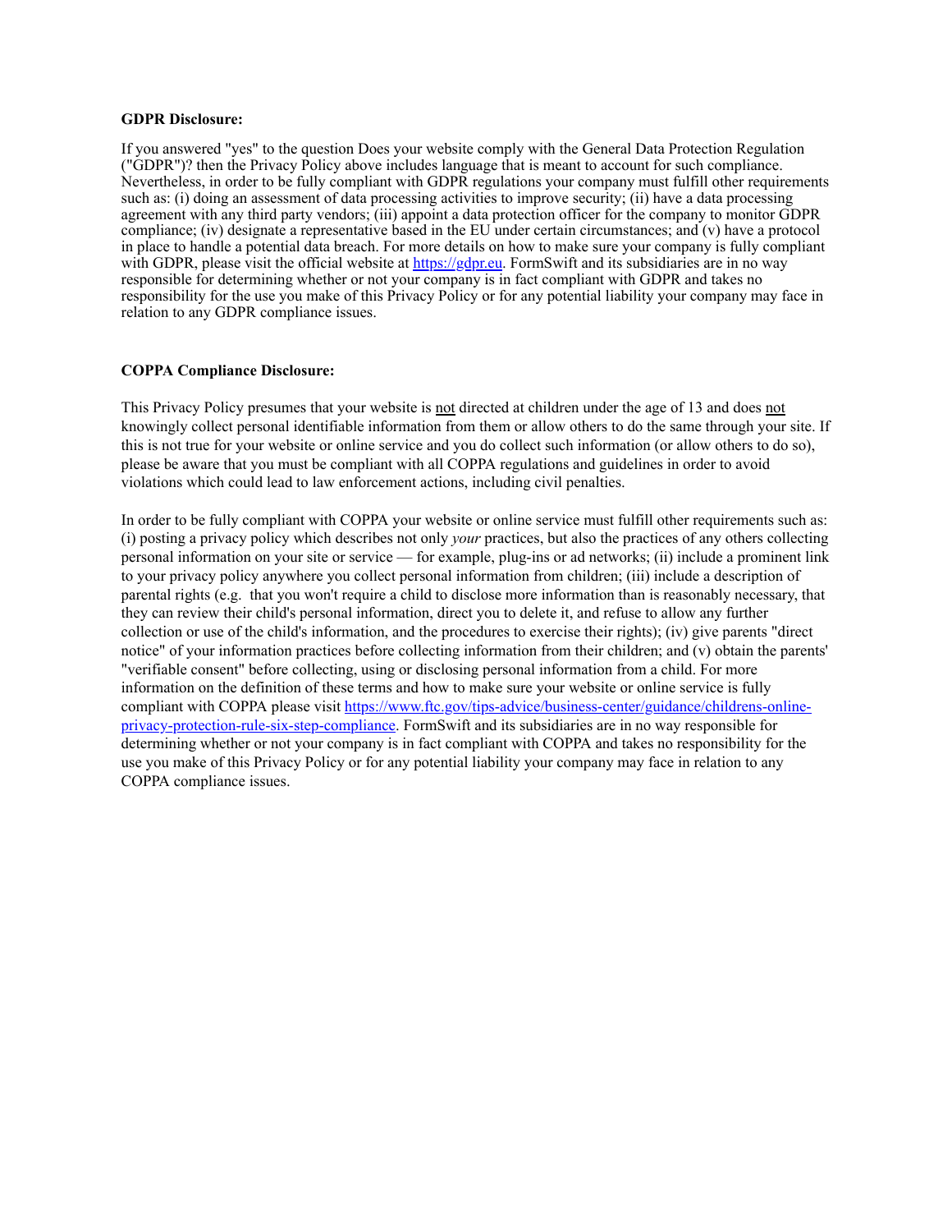**GDPR Disclosure:**

If you answered "yes" to the question Does your website comply with the General Data Protection Regulation ("GDPR")? then the Privacy Policy above includes language that is meant to account for such compliance. Nevertheless, in order to be fully compliant with GDPR regulations your company must fulfill other requirements such as: (i) doing an assessment of data processing activities to improve security; (ii) have a data processing agreement with any third party vendors; (iii) appoint a data protection officer for the company to monitor GDPR compliance; (iv) designate a representative based in the EU under certain circumstances; and (v) have a protocol in place to handle a potential data breach. For more details on how to make sure your company is fully compliant with GDPR, please visit the official website at [https://gdpr.eu](https://gdpr.eu). FormSwift and its subsidiaries are in no way responsible for determining whether or not your company is in fact compliant with GDPR and takes no responsibility for the use you make of this Privacy Policy or for any potential liability your company may face in relation to any GDPR compliance issues.

**COPPA Compliance Disclosure:**

This Privacy Policy presumes that your website is <u>not</u> directed at children under the age of 13 and does <u>not</u> knowingly collect personal identifiable information from them or allow others to do the same through your site. If this is not true for your website or online service and you do collect such information (or allow others to do so), please be aware that you must be compliant with all COPPA regulations and guidelines in order to avoid violations which could lead to law enforcement actions, including civil penalties.

In order to be fully compliant with COPPA your website or online service must fulfill other requirements such as: (i) posting a privacy policy which describes not only *your* practices, but also the practices of any others collecting personal information on your site or service — for example, plug-ins or ad networks; (ii) include a prominent link to your privacy policy anywhere you collect personal information from children; (iii) include a description of parental rights (e.g. that you won't require a child to disclose more information than is reasonably necessary, that they can review their child's personal information, direct you to delete it, and refuse to allow any further collection or use of the child's information, and the procedures to exercise their rights); (iv) give parents "direct notice" of your information practices before collecting information from their children; and (v) obtain the parents' "verifiable consent" before collecting, using or disclosing personal information from a child. For more information on the definition of these terms and how to make sure your website or online service is fully compliant with COPPA please visit [https://www.ftc.gov/tips-advice/business-center/guidance/childrens-online-privacy-protection-rule-six-step-compliance](https://www.ftc.gov/tips-advice/business-center/guidance/childrens-online-privacy-protection-rule-six-step-compliance). FormSwift and its subsidiaries are in no way responsible for determining whether or not your company is in fact compliant with COPPA and takes no responsibility for the use you make of this Privacy Policy or for any potential liability your company may face in relation to any COPPA compliance issues.